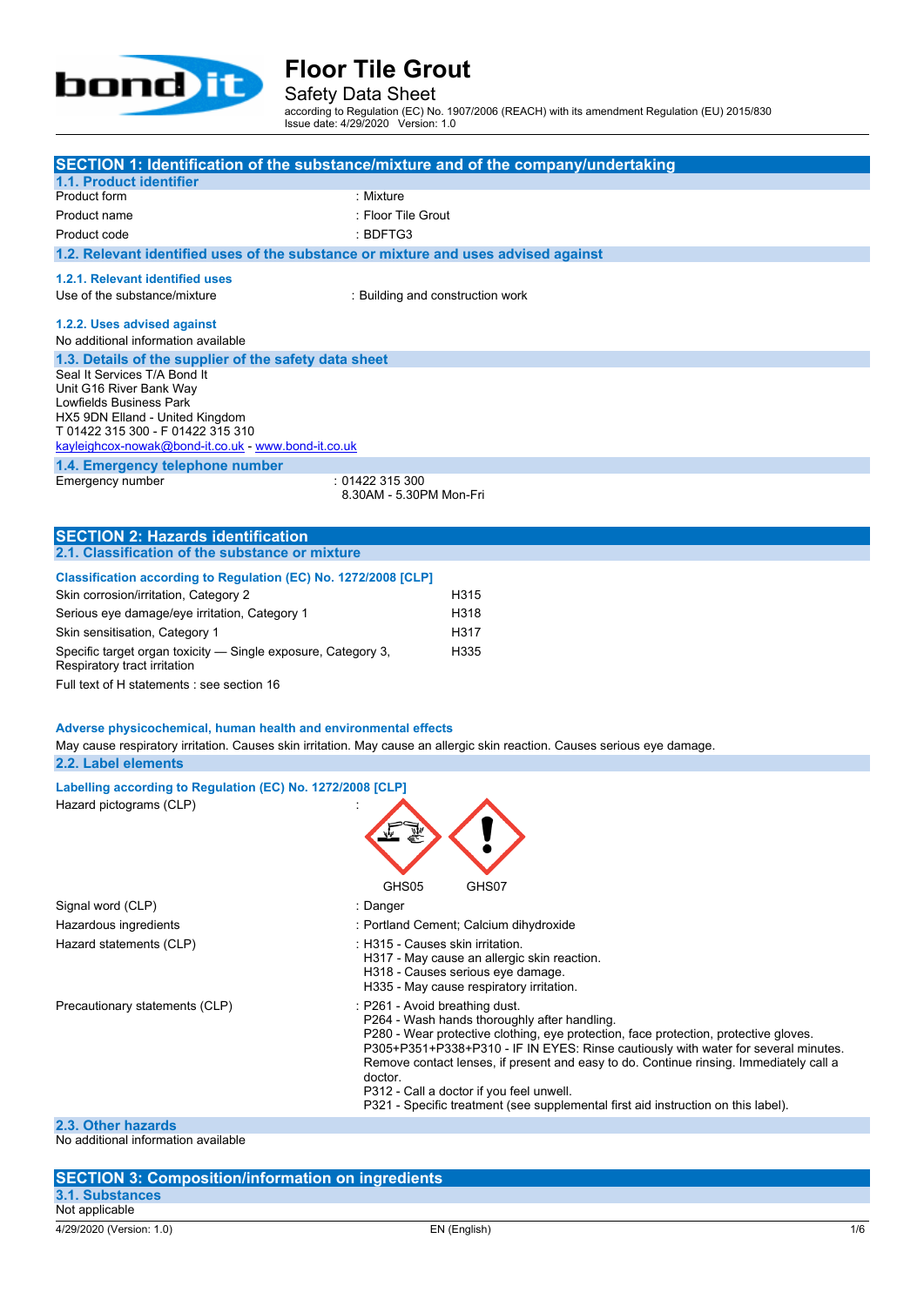# Floor Tile Grout

## Safety Data Sheet

according to Regulation (EC) No. 1907/2006 (REACH) with its amendment Regulation (EU) 2015/830
Issue date: 4/29/2020 Version: 1.0

## SECTION 1: Identification of the substance/mixture and of the company/undertaking

### 1.1. Product identifier

| | |
|---|---|
| Product form | : Mixture |
| Product name | : Floor Tile Grout |
| Product code | : BDFTG3 |

### 1.2. Relevant identified uses of the substance or mixture and uses advised against

#### 1.2.1. Relevant identified uses

| | |
|---|---|
| Use of the substance/mixture | : Building and construction work |

#### 1.2.2. Uses advised against

No additional information available

### 1.3. Details of the supplier of the safety data sheet

Seal It Services T/A Bond It
Unit G16 River Bank Way
Lowfields Business Park
HX5 9DN Elland - United Kingdom
T 01422 315 300 - F 01422 315 310
kayleighcox-nowak@bond-it.co.uk - www.bond-it.co.uk

### 1.4. Emergency telephone number

| | |
|---|---|
| Emergency number | : 01422 315 300<br>8.30AM - 5.30PM Mon-Fri |

## SECTION 2: Hazards identification

### 2.1. Classification of the substance or mixture

**Classification according to Regulation (EC) No. 1272/2008 [CLP]**

| | |
|---|---|
| Skin corrosion/irritation, Category 2 | H315 |
| Serious eye damage/eye irritation, Category 1 | H318 |
| Skin sensitisation, Category 1 | H317 |
| Specific target organ toxicity — Single exposure, Category 3, Respiratory tract irritation | H335 |

Full text of H statements : see section 16

**Adverse physicochemical, human health and environmental effects**

May cause respiratory irritation. Causes skin irritation. May cause an allergic skin reaction. Causes serious eye damage.

### 2.2. Label elements

**Labelling according to Regulation (EC) No. 1272/2008 [CLP]**

| | |
|---|---|
| Hazard pictograms (CLP) | : GHS05 GHS07 |
| Signal word (CLP) | : Danger |
| Hazardous ingredients | : Portland Cement; Calcium dihydroxide |
| Hazard statements (CLP) | : H315 - Causes skin irritation.<br>H317 - May cause an allergic skin reaction.<br>H318 - Causes serious eye damage.<br>H335 - May cause respiratory irritation. |
| Precautionary statements (CLP) | : P261 - Avoid breathing dust.<br>P264 - Wash hands thoroughly after handling.<br>P280 - Wear protective clothing, eye protection, face protection, protective gloves.<br>P305+P351+P338+P310 - IF IN EYES: Rinse cautiously with water for several minutes. Remove contact lenses, if present and easy to do. Continue rinsing. Immediately call a doctor.<br>P312 - Call a doctor if you feel unwell.<br>P321 - Specific treatment (see supplemental first aid instruction on this label). |

### 2.3. Other hazards

No additional information available

## SECTION 3: Composition/information on ingredients

### 3.1. Substances

Not applicable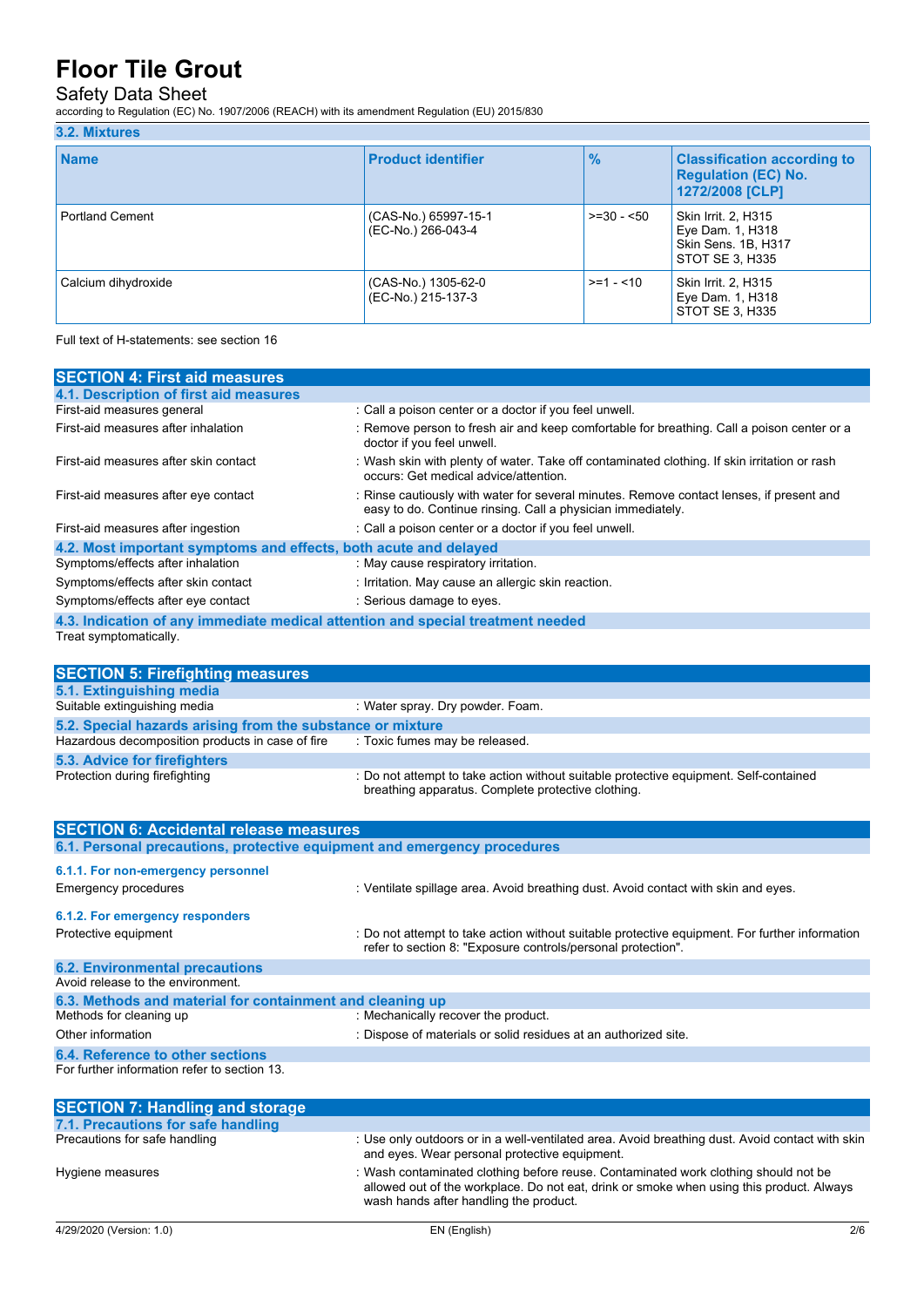### 3.2. Mixtures

| Name | Product identifier | % | Classification according to Regulation (EC) No. 1272/2008 [CLP] |
|---|---|---|---|
| Portland Cement | (CAS-No.) 65997-15-1<br>(EC-No.) 266-043-4 | >=30 - <50 | Skin Irrit. 2, H315<br>Eye Dam. 1, H318<br>Skin Sens. 1B, H317<br>STOT SE 3, H335 |
| Calcium dihydroxide | (CAS-No.) 1305-62-0<br>(EC-No.) 215-137-3 | >=1 - <10 | Skin Irrit. 2, H315<br>Eye Dam. 1, H318<br>STOT SE 3, H335 |

Full text of H-statements: see section 16

## SECTION 4: First aid measures

### 4.1. Description of first aid measures

First-aid measures general : Call a poison center or a doctor if you feel unwell.

First-aid measures after inhalation : Remove person to fresh air and keep comfortable for breathing. Call a poison center or a doctor if you feel unwell.

First-aid measures after skin contact : Wash skin with plenty of water. Take off contaminated clothing. If skin irritation or rash occurs: Get medical advice/attention.

First-aid measures after eye contact : Rinse cautiously with water for several minutes. Remove contact lenses, if present and easy to do. Continue rinsing. Call a physician immediately.

First-aid measures after ingestion : Call a poison center or a doctor if you feel unwell.

### 4.2. Most important symptoms and effects, both acute and delayed

Symptoms/effects after inhalation : May cause respiratory irritation.

Symptoms/effects after skin contact : Irritation. May cause an allergic skin reaction.

Symptoms/effects after eye contact : Serious damage to eyes.

### 4.3. Indication of any immediate medical attention and special treatment needed

Treat symptomatically.

## SECTION 5: Firefighting measures

### 5.1. Extinguishing media

Suitable extinguishing media : Water spray. Dry powder. Foam.

### 5.2. Special hazards arising from the substance or mixture

Hazardous decomposition products in case of fire : Toxic fumes may be released.

### 5.3. Advice for firefighters

Protection during firefighting : Do not attempt to take action without suitable protective equipment. Self-contained breathing apparatus. Complete protective clothing.

## SECTION 6: Accidental release measures

### 6.1. Personal precautions, protective equipment and emergency procedures

#### 6.1.1. For non-emergency personnel

Emergency procedures : Ventilate spillage area. Avoid breathing dust. Avoid contact with skin and eyes.

#### 6.1.2. For emergency responders

Protective equipment : Do not attempt to take action without suitable protective equipment. For further information refer to section 8: "Exposure controls/personal protection".

### 6.2. Environmental precautions

Avoid release to the environment.

### 6.3. Methods and material for containment and cleaning up

Methods for cleaning up : Mechanically recover the product.

Other information : Dispose of materials or solid residues at an authorized site.

### 6.4. Reference to other sections

For further information refer to section 13.

## SECTION 7: Handling and storage

### 7.1. Precautions for safe handling

Precautions for safe handling : Use only outdoors or in a well-ventilated area. Avoid breathing dust. Avoid contact with skin and eyes. Wear personal protective equipment.

Hygiene measures : Wash contaminated clothing before reuse. Contaminated work clothing should not be allowed out of the workplace. Do not eat, drink or smoke when using this product. Always wash hands after handling the product.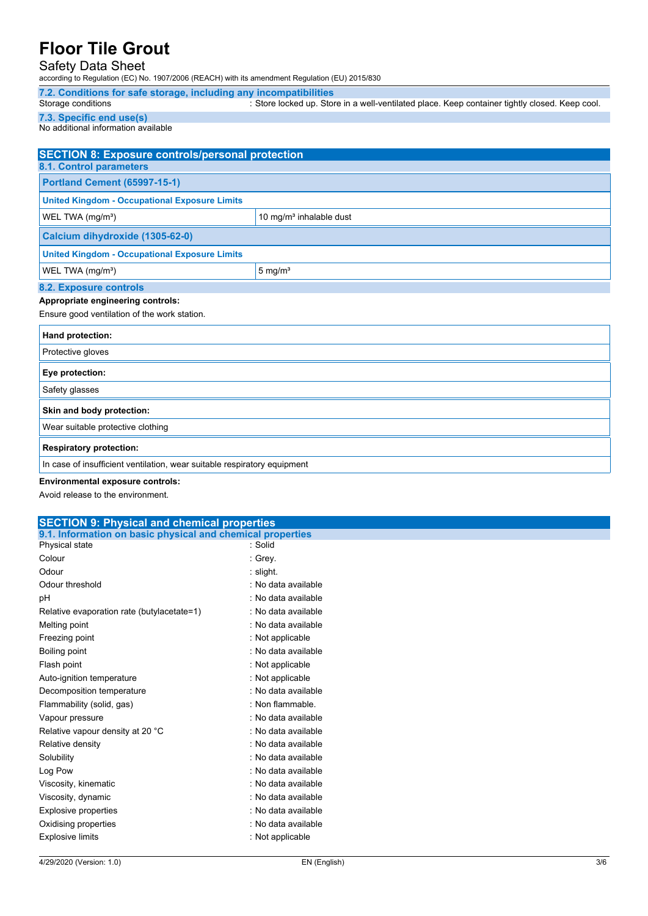### 7.2. Conditions for safe storage, including any incompatibilities

Storage conditions : Store locked up. Store in a well-ventilated place. Keep container tightly closed. Keep cool.

### 7.3. Specific end use(s)

No additional information available

## SECTION 8: Exposure controls/personal protection

### 8.1. Control parameters

| Portland Cement (65997-15-1) | |
|---|---|
| **United Kingdom - Occupational Exposure Limits** | |
| WEL TWA (mg/m³) | 10 mg/m³ inhalable dust |

| Calcium dihydroxide (1305-62-0) | |
|---|---|
| **United Kingdom - Occupational Exposure Limits** | |
| WEL TWA (mg/m³) | 5 mg/m³ |

### 8.2. Exposure controls

**Appropriate engineering controls:**

Ensure good ventilation of the work station.

| **Hand protection:** |
|---|
| Protective gloves |

| **Eye protection:** |
|---|
| Safety glasses |

| **Skin and body protection:** |
|---|
| Wear suitable protective clothing |

| **Respiratory protection:** |
|---|
| In case of insufficient ventilation, wear suitable respiratory equipment |

**Environmental exposure controls:**

Avoid release to the environment.

## SECTION 9: Physical and chemical properties

### 9.1. Information on basic physical and chemical properties

| Property | Value |
|---|---|
| Physical state | : Solid |
| Colour | : Grey. |
| Odour | : slight. |
| Odour threshold | : No data available |
| pH | : No data available |
| Relative evaporation rate (butylacetate=1) | : No data available |
| Melting point | : No data available |
| Freezing point | : Not applicable |
| Boiling point | : No data available |
| Flash point | : Not applicable |
| Auto-ignition temperature | : Not applicable |
| Decomposition temperature | : No data available |
| Flammability (solid, gas) | : Non flammable. |
| Vapour pressure | : No data available |
| Relative vapour density at 20 °C | : No data available |
| Relative density | : No data available |
| Solubility | : No data available |
| Log Pow | : No data available |
| Viscosity, kinematic | : No data available |
| Viscosity, dynamic | : No data available |
| Explosive properties | : No data available |
| Oxidising properties | : No data available |
| Explosive limits | : Not applicable |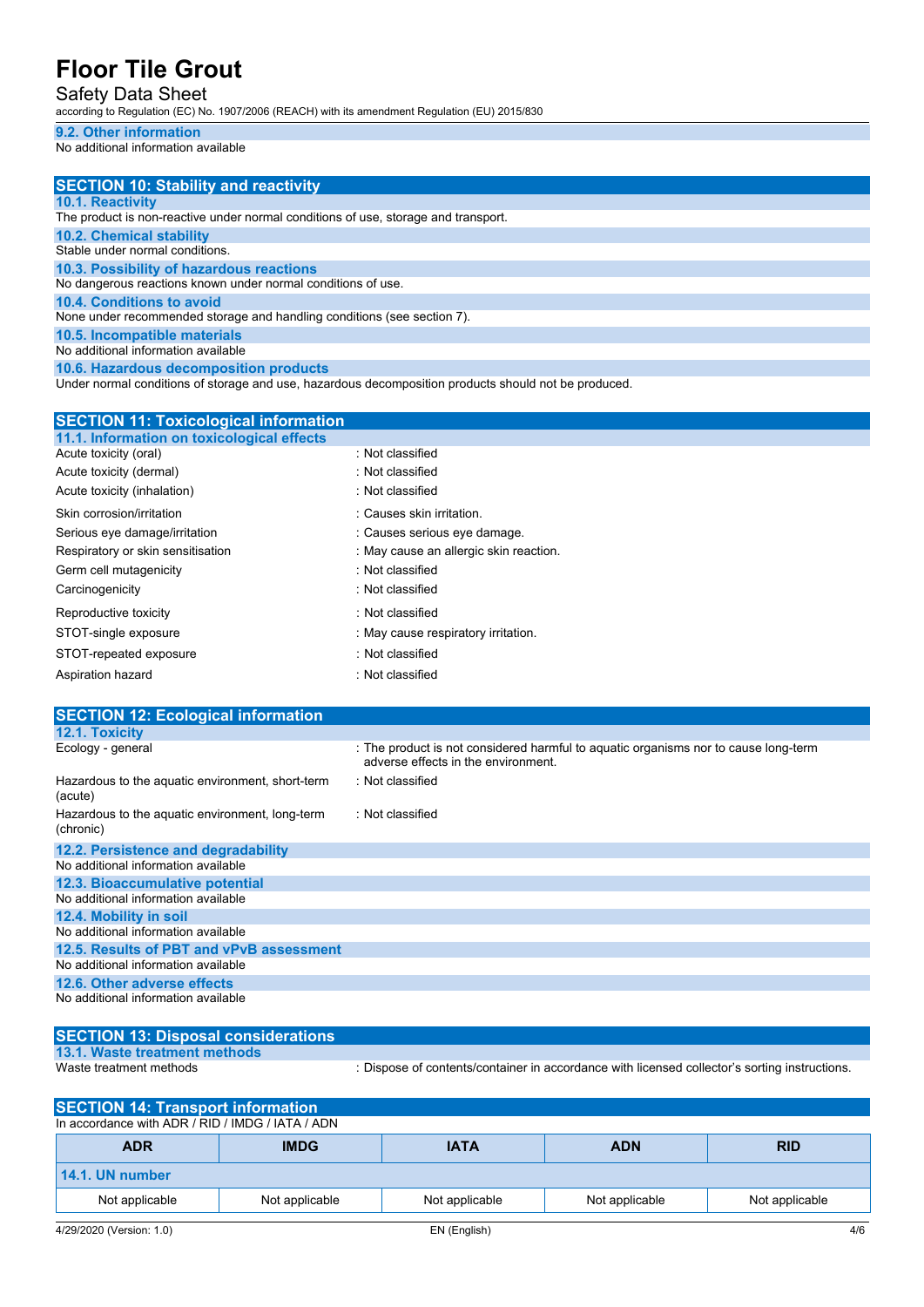### 9.2. Other information

No additional information available

## SECTION 10: Stability and reactivity

### 10.1. Reactivity

The product is non-reactive under normal conditions of use, storage and transport.

### 10.2. Chemical stability

Stable under normal conditions.

### 10.3. Possibility of hazardous reactions

No dangerous reactions known under normal conditions of use.

### 10.4. Conditions to avoid

None under recommended storage and handling conditions (see section 7).

### 10.5. Incompatible materials

No additional information available

### 10.6. Hazardous decomposition products

Under normal conditions of storage and use, hazardous decomposition products should not be produced.

## SECTION 11: Toxicological information

### 11.1. Information on toxicological effects

| | |
|---|---|
| Acute toxicity (oral) | : Not classified |
| Acute toxicity (dermal) | : Not classified |
| Acute toxicity (inhalation) | : Not classified |
| Skin corrosion/irritation | : Causes skin irritation. |
| Serious eye damage/irritation | : Causes serious eye damage. |
| Respiratory or skin sensitisation | : May cause an allergic skin reaction. |
| Germ cell mutagenicity | : Not classified |
| Carcinogenicity | : Not classified |
| Reproductive toxicity | : Not classified |
| STOT-single exposure | : May cause respiratory irritation. |
| STOT-repeated exposure | : Not classified |
| Aspiration hazard | : Not classified |

## SECTION 12: Ecological information

### 12.1. Toxicity

| | |
|---|---|
| Ecology - general | : The product is not considered harmful to aquatic organisms nor to cause long-term adverse effects in the environment. |
| Hazardous to the aquatic environment, short-term (acute) | : Not classified |
| Hazardous to the aquatic environment, long-term (chronic) | : Not classified |

### 12.2. Persistence and degradability

No additional information available

### 12.3. Bioaccumulative potential

No additional information available

### 12.4. Mobility in soil

No additional information available

### 12.5. Results of PBT and vPvB assessment

No additional information available

### 12.6. Other adverse effects

No additional information available

## SECTION 13: Disposal considerations

### 13.1. Waste treatment methods

| | |
|---|---|
| Waste treatment methods | : Dispose of contents/container in accordance with licensed collector's sorting instructions. |

## SECTION 14: Transport information

In accordance with ADR / RID / IMDG / IATA / ADN

| ADR | IMDG | IATA | ADN | RID |
|---|---|---|---|---|
| **14.1. UN number** | | | | |
| Not applicable | Not applicable | Not applicable | Not applicable | Not applicable |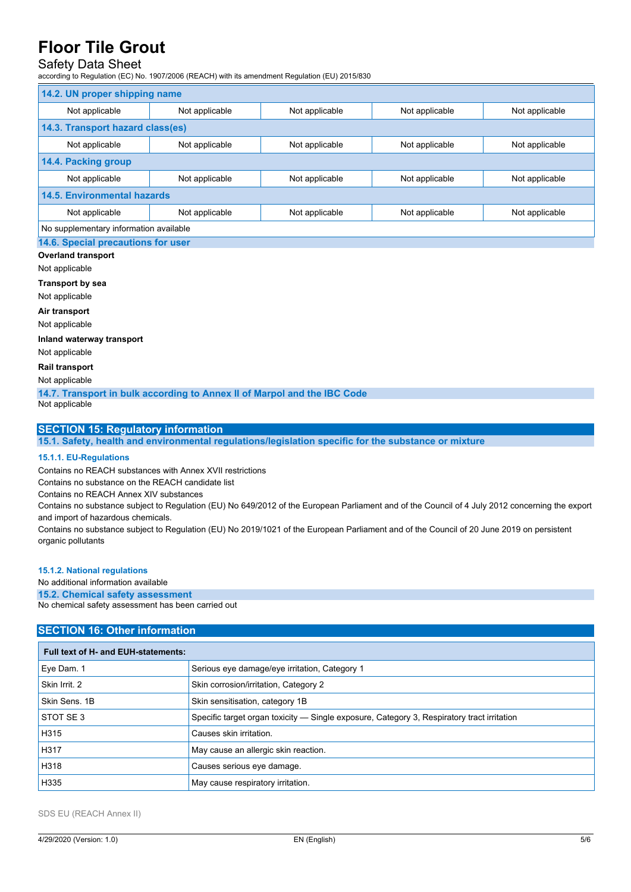## 14.2. UN proper shipping name

| | | | | |
|---|---|---|---|---|
| Not applicable | Not applicable | Not applicable | Not applicable | Not applicable |

## 14.3. Transport hazard class(es)

| | | | | |
|---|---|---|---|---|
| Not applicable | Not applicable | Not applicable | Not applicable | Not applicable |

## 14.4. Packing group

| | | | | |
|---|---|---|---|---|
| Not applicable | Not applicable | Not applicable | Not applicable | Not applicable |

## 14.5. Environmental hazards

| | | | | |
|---|---|---|---|---|
| Not applicable | Not applicable | Not applicable | Not applicable | Not applicable |

No supplementary information available

## 14.6. Special precautions for user

**Overland transport**

Not applicable

**Transport by sea**

Not applicable

**Air transport**

Not applicable

**Inland waterway transport**

Not applicable

**Rail transport**

Not applicable

## 14.7. Transport in bulk according to Annex II of Marpol and the IBC Code

Not applicable

# SECTION 15: Regulatory information

## 15.1. Safety, health and environmental regulations/legislation specific for the substance or mixture

### 15.1.1. EU-Regulations

Contains no REACH substances with Annex XVII restrictions

Contains no substance on the REACH candidate list

Contains no REACH Annex XIV substances

Contains no substance subject to Regulation (EU) No 649/2012 of the European Parliament and of the Council of 4 July 2012 concerning the export and import of hazardous chemicals.

Contains no substance subject to Regulation (EU) No 2019/1021 of the European Parliament and of the Council of 20 June 2019 on persistent organic pollutants

### 15.1.2. National regulations

No additional information available

## 15.2. Chemical safety assessment

No chemical safety assessment has been carried out

# SECTION 16: Other information

| Full text of H- and EUH-statements: | |
|---|---|
| Eye Dam. 1 | Serious eye damage/eye irritation, Category 1 |
| Skin Irrit. 2 | Skin corrosion/irritation, Category 2 |
| Skin Sens. 1B | Skin sensitisation, category 1B |
| STOT SE 3 | Specific target organ toxicity — Single exposure, Category 3, Respiratory tract irritation |
| H315 | Causes skin irritation. |
| H317 | May cause an allergic skin reaction. |
| H318 | Causes serious eye damage. |
| H335 | May cause respiratory irritation. |

SDS EU (REACH Annex II)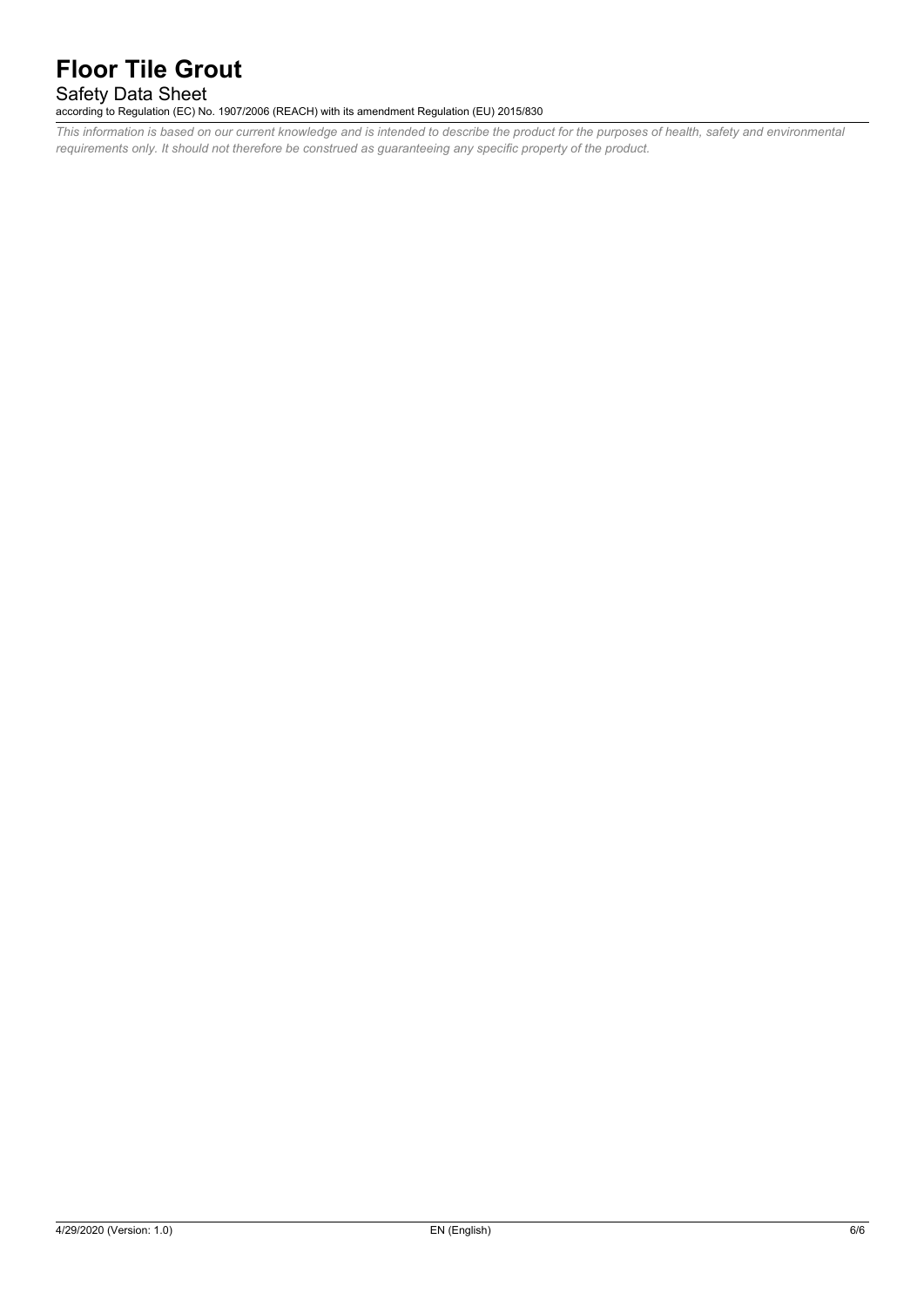*This information is based on our current knowledge and is intended to describe the product for the purposes of health, safety and environmental requirements only. It should not therefore be construed as guaranteeing any specific property of the product.*